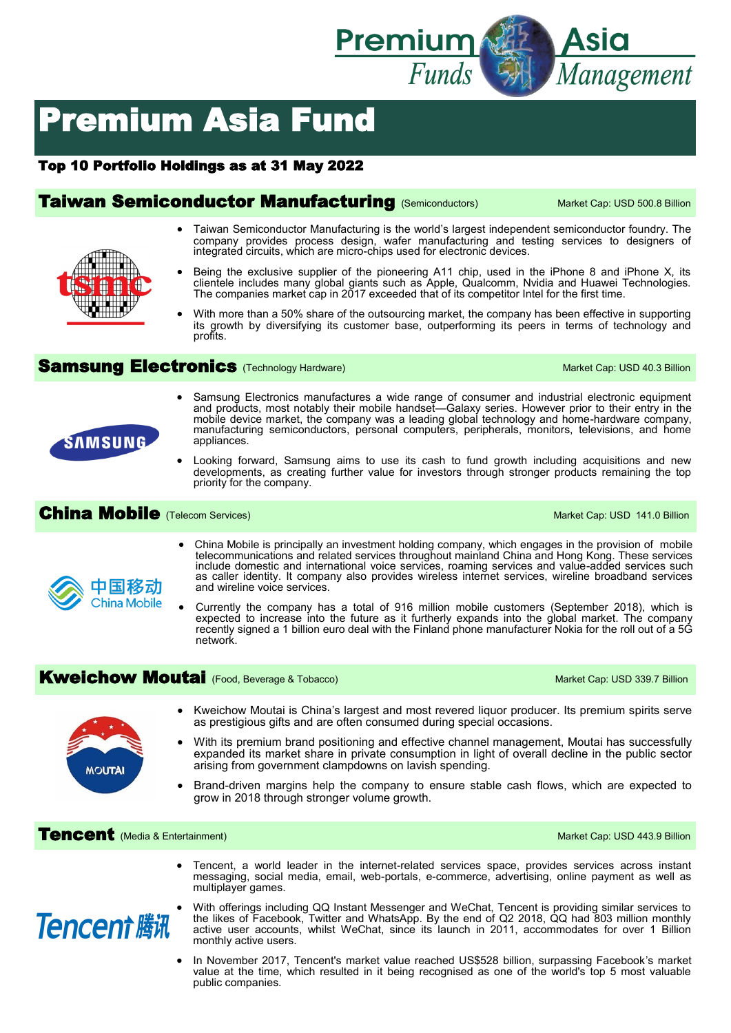# Premium Asia Fund

**Top 10 Portfolio Holdings as at 31 May 2022**

## Taiwan Semiconductor Manufacturing (Semiconductors)

Market Cap: USD 500.8 Billion

- Taiwan Semiconductor Manufacturing is the world's largest independent semiconductor foundry. The company provides process design, wafer manufacturing and testing services to designers of integrated circuits, which are micro-chips used for electronic devices.
- Being the exclusive supplier of the pioneering A11 chip, used in the iPhone 8 and iPhone X, its clientele includes many global giants such as Apple, Qualcomm, Nvidia and Huawei Technologies. The companies market cap in 2017 exceeded that of its competitor Intel for the first time.
- With more than a 50% share of the outsourcing market, the company has been effective in supporting its growth by diversifying its customer base, outperforming its peers in terms of technology and profits.

## Samsung Electronics (Technology Hardware)

Market Cap: USD 40.3 Billion

- Samsung Electronics manufactures a wide range of consumer and industrial electronic equipment and products, most notably their mobile handset—Galaxy series. However prior to their entry in the mobile device market, the company was a leading global technology and home-hardware company, manufacturing semiconductors, personal computers, peripherals, monitors, televisions, and home appliances.
- Looking forward, Samsung aims to use its cash to fund growth including acquisitions and new developments, as creating further value for investors through stronger products remaining the top priority for the company.

## China Mobile (Telecom Services)

Market Cap: USD 141.0 Billion

- China Mobile is principally an investment holding company, which engages in the provision of mobile telecommunications and related services throughout mainland China and Hong Kong. These services include domestic and international voice services, roaming services and value-added services such as caller identity. It company also provides wireless internet services, wireline broadband services and wireline voice services.
- Currently the company has a total of 916 million mobile customers (September 2018), which is expected to increase into the future as it furtherly expands into the global market. The company recently signed a 1 billion euro deal with the Finland phone manufacturer Nokia for the roll out of a 5G network.

## Kweichow Moutai (Food, Beverage & Tobacco)

Market Cap: USD 339.7 Billion

- Kweichow Moutai is China's largest and most revered liquor producer. Its premium spirits serve as prestigious gifts and are often consumed during special occasions.
- With its premium brand positioning and effective channel management, Moutai has successfully expanded its market share in private consumption in light of overall decline in the public sector arising from government clampdowns on lavish spending.
- Brand-driven margins help the company to ensure stable cash flows, which are expected to grow in 2018 through stronger volume growth.

## Tencent (Media & Entertainment)

Market Cap: USD 443.9 Billion

- Tencent, a world leader in the internet-related services space, provides services across instant messaging, social media, email, web-portals, e-commerce, advertising, online payment as well as multiplayer games.
- With offerings including QQ Instant Messenger and WeChat, Tencent is providing similar services to the likes of Facebook, Twitter and WhatsApp. By the end of Q2 2018, QQ had 803 million monthly active user accounts, whilst WeChat, since its launch in 2011, accommodates for over 1 Billion monthly active users.
- In November 2017, Tencent's market value reached US$528 billion, surpassing Facebook's market value at the time, which resulted in it being recognised as one of the world's top 5 most valuable public companies.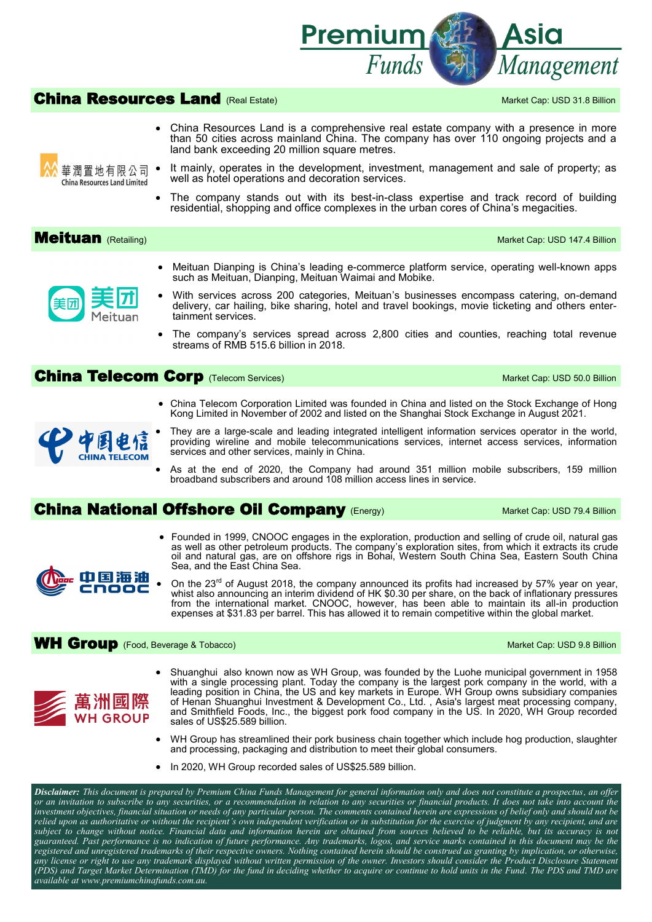## China Resources Land (Real Estate)

Market Cap: USD 31.8 Billion

- China Resources Land is a comprehensive real estate company with a presence in more than 50 cities across mainland China. The company has over 110 ongoing projects and a land bank exceeding 20 million square metres.
- It mainly, operates in the development, investment, management and sale of property; as well as hotel operations and decoration services.
- The company stands out with its best-in-class expertise and track record of building residential, shopping and office complexes in the urban cores of China's megacities.

## Meituan (Retailing)

Market Cap: USD 147.4 Billion

- Meituan Dianping is China's leading e-commerce platform service, operating well-known apps such as Meituan, Dianping, Meituan Waimai and Mobike.
- With services across 200 categories, Meituan's businesses encompass catering, on-demand delivery, car hailing, bike sharing, hotel and travel bookings, movie ticketing and others entertainment services.
- The company's services spread across 2,800 cities and counties, reaching total revenue streams of RMB 515.6 billion in 2018.

## China Telecom Corp (Telecom Services)

Market Cap: USD 50.0 Billion

- China Telecom Corporation Limited was founded in China and listed on the Stock Exchange of Hong Kong Limited in November of 2002 and listed on the Shanghai Stock Exchange in August 2021.
- They are a large-scale and leading integrated intelligent information services operator in the world, providing wireline and mobile telecommunications services, internet access services, information services and other services, mainly in China.
- As at the end of 2020, the Company had around 351 million mobile subscribers, 159 million broadband subscribers and around 108 million access lines in service.

## China National Offshore Oil Company (Energy)

Market Cap: USD 79.4 Billion

- Founded in 1999, CNOOC engages in the exploration, production and selling of crude oil, natural gas as well as other petroleum products. The company's exploration sites, from which it extracts its crude oil and natural gas, are on offshore rigs in Bohai, Western South China Sea, Eastern South China Sea, and the East China Sea.
- On the 23rd of August 2018, the company announced its profits had increased by 57% year on year, whilst also announcing an interim dividend of HK $0.30 per share, on the back of inflationary pressures from the international market. CNOOC, however, has been able to maintain its all-in production expenses at $31.83 per barrel. This has allowed it to remain competitive within the global market.

## WH Group (Food, Beverage & Tobacco)

Market Cap: USD 9.8 Billion

- Shuanghui also known now as WH Group, was founded by the Luohe municipal government in 1958 with a single processing plant. Today the company is the largest pork company in the world, with a leading position in China, the US and key markets in Europe. WH Group owns subsidiary companies of Henan Shuanghui Investment & Development Co., Ltd. , Asia's largest meat processing company, and Smithfield Foods, Inc., the biggest pork food company in the US. In 2020, WH Group recorded sales of US$25.589 billion.
- WH Group has streamlined their pork business chain together which include hog production, slaughter and processing, packaging and distribution to meet their global consumers.
- In 2020, WH Group recorded sales of US$25.589 billion.

***Disclaimer:*** *This document is prepared by Premium China Funds Management for general information only and does not constitute a prospectus, an offer or an invitation to subscribe to any securities, or a recommendation in relation to any securities or financial products. It does not take into account the investment objectives, financial situation or needs of any particular person. The comments contained herein are expressions of belief only and should not be relied upon as authoritative or without the recipient's own independent verification or in substitution for the exercise of judgment by any recipient, and are subject to change without notice. Financial data and information herein are obtained from sources believed to be reliable, but its accuracy is not guaranteed. Past performance is no indication of future performance. Any trademarks, logos, and service marks contained in this document may be the registered and unregistered trademarks of their respective owners. Nothing contained herein should be construed as granting by implication, or otherwise, any license or right to use any trademark displayed without written permission of the owner. Investors should consider the Product Disclosure Statement (PDS) and Target Market Determination (TMD) for the fund in deciding whether to acquire or continue to hold units in the Fund. The PDS and TMD are available at www.premiumchinafunds.com.au.*